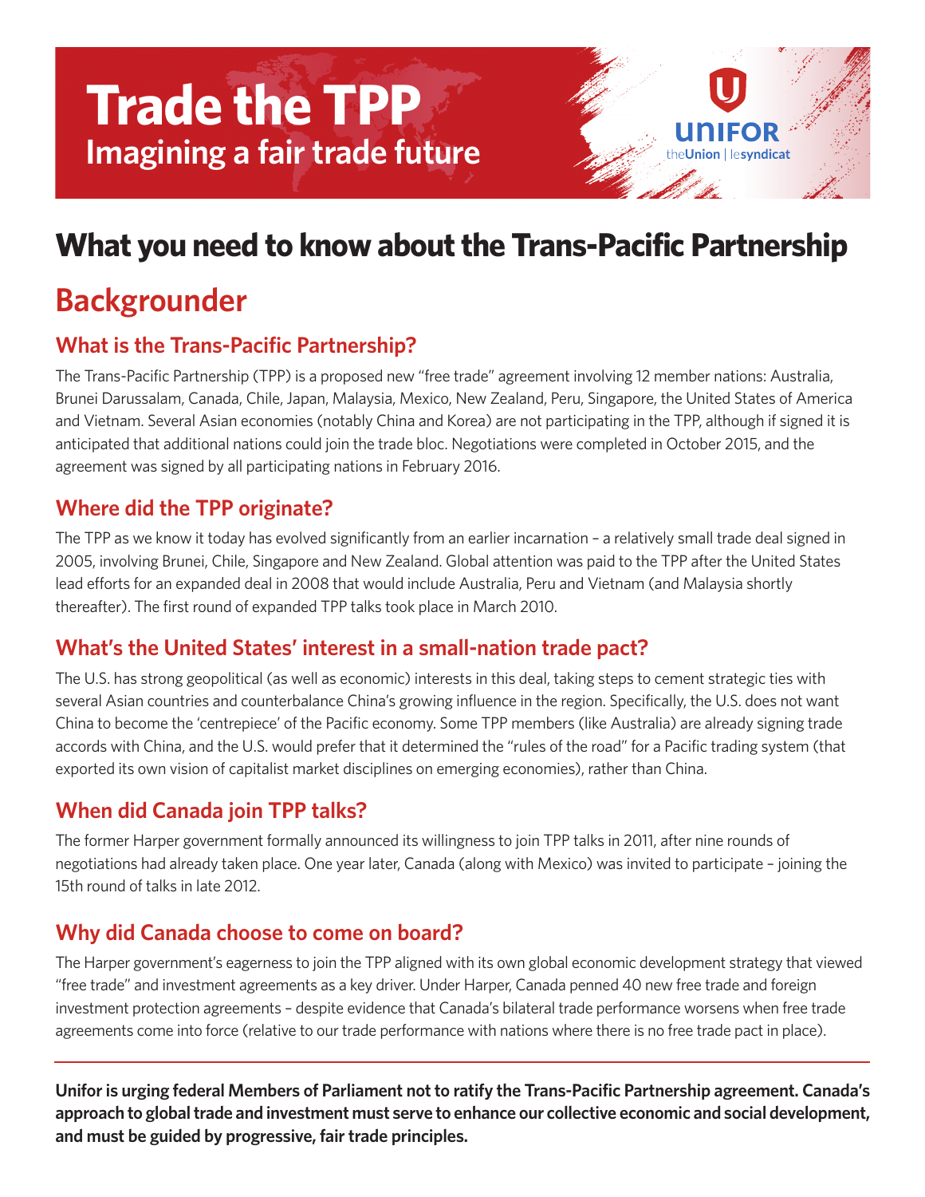# Trade the TPP

**Imagining a fair trade future**

UNIFOR theUnion | lesyndicat

# What you need to know about the Trans-Pacific Partnership

## Backgrounder

### What is the Trans-Pacific Partnership?

The Trans-Pacific Partnership (TPP) is a proposed new "free trade" agreement involving 12 member nations: Australia, Brunei Darussalam, Canada, Chile, Japan, Malaysia, Mexico, New Zealand, Peru, Singapore, the United States of America and Vietnam. Several Asian economies (notably China and Korea) are not participating in the TPP, although if signed it is anticipated that additional nations could join the trade bloc. Negotiations were completed in October 2015, and the agreement was signed by all participating nations in February 2016.

### Where did the TPP originate?

The TPP as we know it today has evolved significantly from an earlier incarnation – a relatively small trade deal signed in 2005, involving Brunei, Chile, Singapore and New Zealand. Global attention was paid to the TPP after the United States lead efforts for an expanded deal in 2008 that would include Australia, Peru and Vietnam (and Malaysia shortly thereafter). The first round of expanded TPP talks took place in March 2010.

### What's the United States' interest in a small-nation trade pact?

The U.S. has strong geopolitical (as well as economic) interests in this deal, taking steps to cement strategic ties with several Asian countries and counterbalance China's growing influence in the region. Specifically, the U.S. does not want China to become the 'centrepiece' of the Pacific economy. Some TPP members (like Australia) are already signing trade accords with China, and the U.S. would prefer that it determined the "rules of the road" for a Pacific trading system (that exported its own vision of capitalist market disciplines on emerging economies), rather than China.

### When did Canada join TPP talks?

The former Harper government formally announced its willingness to join TPP talks in 2011, after nine rounds of negotiations had already taken place. One year later, Canada (along with Mexico) was invited to participate – joining the 15th round of talks in late 2012.

### Why did Canada choose to come on board?

The Harper government's eagerness to join the TPP aligned with its own global economic development strategy that viewed "free trade" and investment agreements as a key driver. Under Harper, Canada penned 40 new free trade and foreign investment protection agreements – despite evidence that Canada's bilateral trade performance worsens when free trade agreements come into force (relative to our trade performance with nations where there is no free trade pact in place).

---

**Unifor is urging federal Members of Parliament not to ratify the Trans-Pacific Partnership agreement. Canada's approach to global trade and investment must serve to enhance our collective economic and social development, and must be guided by progressive, fair trade principles.**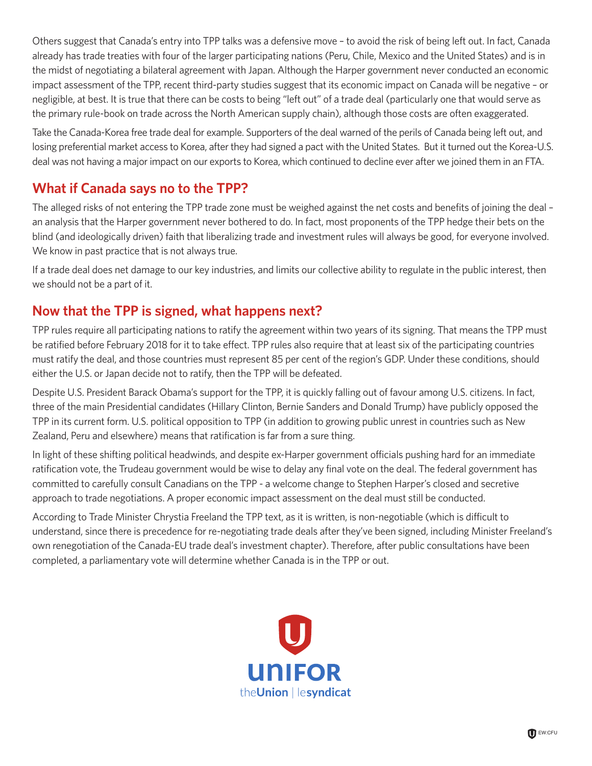Others suggest that Canada's entry into TPP talks was a defensive move – to avoid the risk of being left out. In fact, Canada already has trade treaties with four of the larger participating nations (Peru, Chile, Mexico and the United States) and is in the midst of negotiating a bilateral agreement with Japan. Although the Harper government never conducted an economic impact assessment of the TPP, recent third-party studies suggest that its economic impact on Canada will be negative – or negligible, at best. It is true that there can be costs to being "left out" of a trade deal (particularly one that would serve as the primary rule-book on trade across the North American supply chain), although those costs are often exaggerated.

Take the Canada-Korea free trade deal for example. Supporters of the deal warned of the perils of Canada being left out, and losing preferential market access to Korea, after they had signed a pact with the United States. But it turned out the Korea-U.S. deal was not having a major impact on our exports to Korea, which continued to decline ever after we joined them in an FTA.

## What if Canada says no to the TPP?

The alleged risks of not entering the TPP trade zone must be weighed against the net costs and benefits of joining the deal – an analysis that the Harper government never bothered to do. In fact, most proponents of the TPP hedge their bets on the blind (and ideologically driven) faith that liberalizing trade and investment rules will always be good, for everyone involved. We know in past practice that is not always true.

If a trade deal does net damage to our key industries, and limits our collective ability to regulate in the public interest, then we should not be a part of it.

## Now that the TPP is signed, what happens next?

TPP rules require all participating nations to ratify the agreement within two years of its signing. That means the TPP must be ratified before February 2018 for it to take effect. TPP rules also require that at least six of the participating countries must ratify the deal, and those countries must represent 85 per cent of the region's GDP. Under these conditions, should either the U.S. or Japan decide not to ratify, then the TPP will be defeated.

Despite U.S. President Barack Obama's support for the TPP, it is quickly falling out of favour among U.S. citizens. In fact, three of the main Presidential candidates (Hillary Clinton, Bernie Sanders and Donald Trump) have publicly opposed the TPP in its current form. U.S. political opposition to TPP (in addition to growing public unrest in countries such as New Zealand, Peru and elsewhere) means that ratification is far from a sure thing.

In light of these shifting political headwinds, and despite ex-Harper government officials pushing hard for an immediate ratification vote, the Trudeau government would be wise to delay any final vote on the deal. The federal government has committed to carefully consult Canadians on the TPP - a welcome change to Stephen Harper's closed and secretive approach to trade negotiations. A proper economic impact assessment on the deal must still be conducted.

According to Trade Minister Chrystia Freeland the TPP text, as it is written, is non-negotiable (which is difficult to understand, since there is precedence for re-negotiating trade deals after they've been signed, including Minister Freeland's own renegotiation of the Canada-EU trade deal's investment chapter). Therefore, after public consultations have been completed, a parliamentary vote will determine whether Canada is in the TPP or out.

UNIFOR
theUnion | lesyndicat

EW:CFU